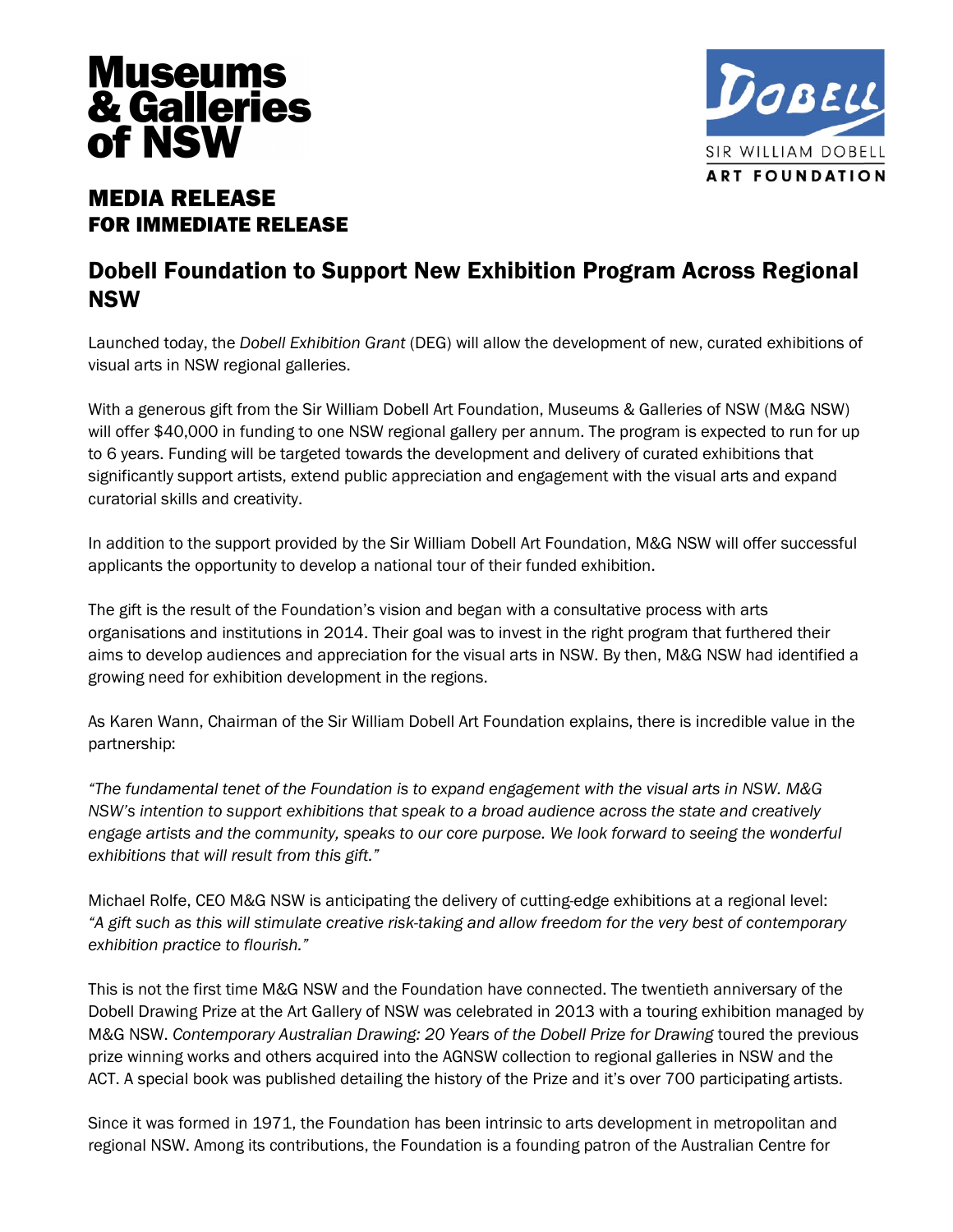Museums & Galleries of NSW

DOBELL
SIR WILLIAM DOBELL
ART FOUNDATION

**MEDIA RELEASE**
**FOR IMMEDIATE RELEASE**

# Dobell Foundation to Support New Exhibition Program Across Regional NSW

Launched today, the *Dobell Exhibition Grant* (DEG) will allow the development of new, curated exhibitions of visual arts in NSW regional galleries.

With a generous gift from the Sir William Dobell Art Foundation, Museums & Galleries of NSW (M&G NSW) will offer $40,000 in funding to one NSW regional gallery per annum. The program is expected to run for up to 6 years. Funding will be targeted towards the development and delivery of curated exhibitions that significantly support artists, extend public appreciation and engagement with the visual arts and expand curatorial skills and creativity.

In addition to the support provided by the Sir William Dobell Art Foundation, M&G NSW will offer successful applicants the opportunity to develop a national tour of their funded exhibition.

The gift is the result of the Foundation's vision and began with a consultative process with arts organisations and institutions in 2014. Their goal was to invest in the right program that furthered their aims to develop audiences and appreciation for the visual arts in NSW. By then, M&G NSW had identified a growing need for exhibition development in the regions.

As Karen Wann, Chairman of the Sir William Dobell Art Foundation explains, there is incredible value in the partnership:

*"The fundamental tenet of the Foundation is to expand engagement with the visual arts in NSW. M&G NSW's intention to support exhibitions that speak to a broad audience across the state and creatively engage artists and the community, speaks to our core purpose. We look forward to seeing the wonderful exhibitions that will result from this gift."*

Michael Rolfe, CEO M&G NSW is anticipating the delivery of cutting-edge exhibitions at a regional level: *"A gift such as this will stimulate creative risk-taking and allow freedom for the very best of contemporary exhibition practice to flourish."*

This is not the first time M&G NSW and the Foundation have connected. The twentieth anniversary of the Dobell Drawing Prize at the Art Gallery of NSW was celebrated in 2013 with a touring exhibition managed by M&G NSW. *Contemporary Australian Drawing: 20 Years of the Dobell Prize for Drawing* toured the previous prize winning works and others acquired into the AGNSW collection to regional galleries in NSW and the ACT. A special book was published detailing the history of the Prize and it's over 700 participating artists.

Since it was formed in 1971, the Foundation has been intrinsic to arts development in metropolitan and regional NSW. Among its contributions, the Foundation is a founding patron of the Australian Centre for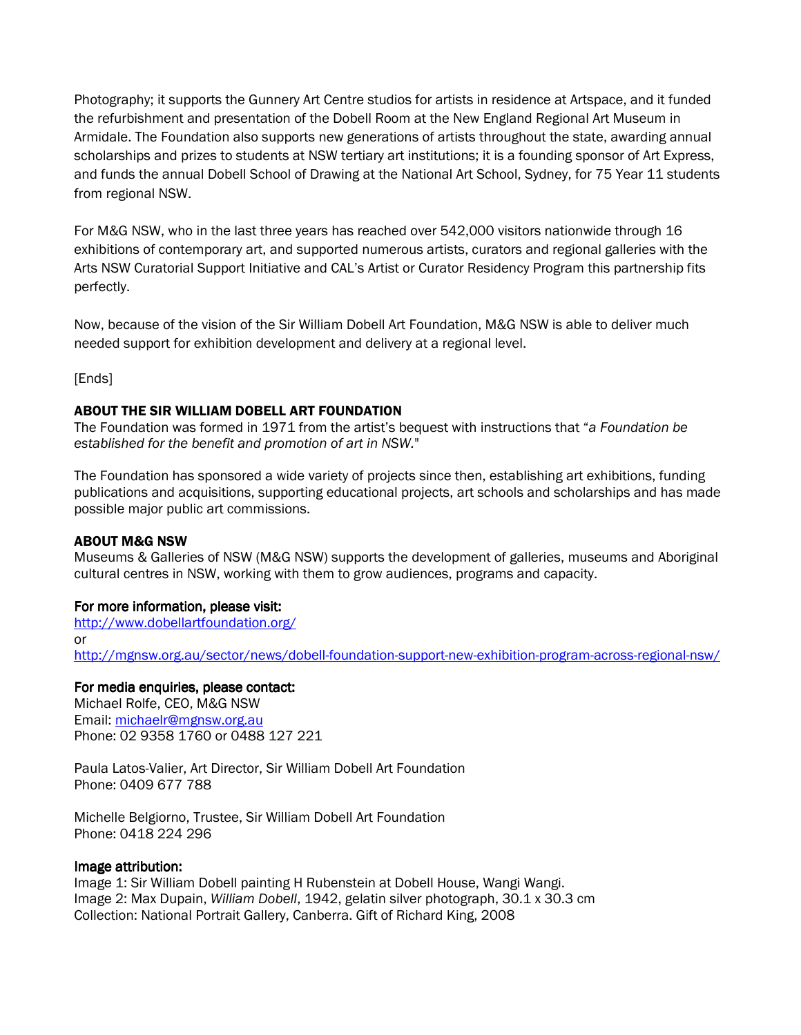Photography; it supports the Gunnery Art Centre studios for artists in residence at Artspace, and it funded the refurbishment and presentation of the Dobell Room at the New England Regional Art Museum in Armidale. The Foundation also supports new generations of artists throughout the state, awarding annual scholarships and prizes to students at NSW tertiary art institutions; it is a founding sponsor of Art Express, and funds the annual Dobell School of Drawing at the National Art School, Sydney, for 75 Year 11 students from regional NSW.

For M&G NSW, who in the last three years has reached over 542,000 visitors nationwide through 16 exhibitions of contemporary art, and supported numerous artists, curators and regional galleries with the Arts NSW Curatorial Support Initiative and CAL's Artist or Curator Residency Program this partnership fits perfectly.

Now, because of the vision of the Sir William Dobell Art Foundation, M&G NSW is able to deliver much needed support for exhibition development and delivery at a regional level.

[Ends]

**ABOUT THE SIR WILLIAM DOBELL ART FOUNDATION**
The Foundation was formed in 1971 from the artist's bequest with instructions that "*a Foundation be established for the benefit and promotion of art in NSW*."

The Foundation has sponsored a wide variety of projects since then, establishing art exhibitions, funding publications and acquisitions, supporting educational projects, art schools and scholarships and has made possible major public art commissions.

**ABOUT M&G NSW**
Museums & Galleries of NSW (M&G NSW) supports the development of galleries, museums and Aboriginal cultural centres in NSW, working with them to grow audiences, programs and capacity.

**For more information, please visit:**
http://www.dobellartfoundation.org/
or
http://mgnsw.org.au/sector/news/dobell-foundation-support-new-exhibition-program-across-regional-nsw/

**For media enquiries, please contact:**
Michael Rolfe, CEO, M&G NSW
Email: michaelr@mgnsw.org.au
Phone: 02 9358 1760 or 0488 127 221

Paula Latos-Valier, Art Director, Sir William Dobell Art Foundation
Phone: 0409 677 788

Michelle Belgiorno, Trustee, Sir William Dobell Art Foundation
Phone: 0418 224 296

**Image attribution:**
Image 1: Sir William Dobell painting H Rubenstein at Dobell House, Wangi Wangi.
Image 2: Max Dupain, *William Dobell*, 1942, gelatin silver photograph, 30.1 x 30.3 cm
Collection: National Portrait Gallery, Canberra. Gift of Richard King, 2008